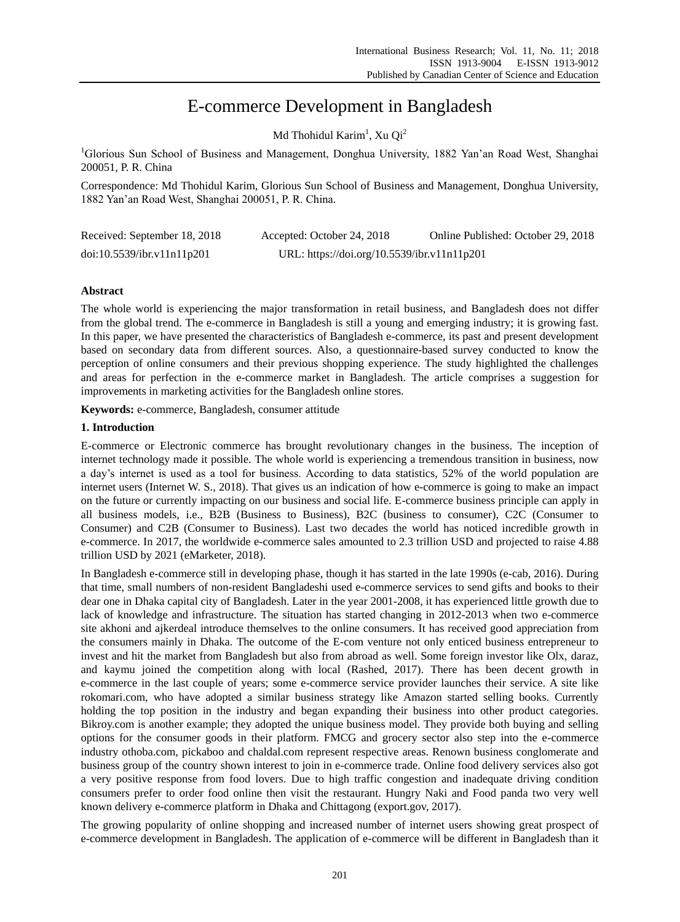# E-commerce Development in Bangladesh

Md Thohidul Karim[1], Xu Qi[2]

[1]Glorious Sun School of Business and Management, Donghua University, 1882 Yan'an Road West, Shanghai 200051, P. R. China

Correspondence: Md Thohidul Karim, Glorious Sun School of Business and Management, Donghua University, 1882 Yan'an Road West, Shanghai 200051, P. R. China.

Received: September 18, 2018 Accepted: October 24, 2018 Online Published: October 29, 2018

doi:10.5539/ibr.v11n11p201 URL: https://doi.org/10.5539/ibr.v11n11p201

## Abstract

The whole world is experiencing the major transformation in retail business, and Bangladesh does not differ from the global trend. The e-commerce in Bangladesh is still a young and emerging industry; it is growing fast. In this paper, we have presented the characteristics of Bangladesh e-commerce, its past and present development based on secondary data from different sources. Also, a questionnaire-based survey conducted to know the perception of online consumers and their previous shopping experience. The study highlighted the challenges and areas for perfection in the e-commerce market in Bangladesh. The article comprises a suggestion for improvements in marketing activities for the Bangladesh online stores.

**Keywords:** e-commerce, Bangladesh, consumer attitude

## 1. Introduction

E-commerce or Electronic commerce has brought revolutionary changes in the business. The inception of internet technology made it possible. The whole world is experiencing a tremendous transition in business, now a day's internet is used as a tool for business. According to data statistics, 52% of the world population are internet users (Internet W. S., 2018). That gives us an indication of how e-commerce is going to make an impact on the future or currently impacting on our business and social life. E-commerce business principle can apply in all business models, i.e., B2B (Business to Business), B2C (business to consumer), C2C (Consumer to Consumer) and C2B (Consumer to Business). Last two decades the world has noticed incredible growth in e-commerce. In 2017, the worldwide e-commerce sales amounted to 2.3 trillion USD and projected to raise 4.88 trillion USD by 2021 (eMarketer, 2018).

In Bangladesh e-commerce still in developing phase, though it has started in the late 1990s (e-cab, 2016). During that time, small numbers of non-resident Bangladeshi used e-commerce services to send gifts and books to their dear one in Dhaka capital city of Bangladesh. Later in the year 2001-2008, it has experienced little growth due to lack of knowledge and infrastructure. The situation has started changing in 2012-2013 when two e-commerce site akhoni and ajkerdeal introduce themselves to the online consumers. It has received good appreciation from the consumers mainly in Dhaka. The outcome of the E-com venture not only enticed business entrepreneur to invest and hit the market from Bangladesh but also from abroad as well. Some foreign investor like Olx, daraz, and kaymu joined the competition along with local (Rashed, 2017). There has been decent growth in e-commerce in the last couple of years; some e-commerce service provider launches their service. A site like rokomari.com, who have adopted a similar business strategy like Amazon started selling books. Currently holding the top position in the industry and began expanding their business into other product categories. Bikroy.com is another example; they adopted the unique business model. They provide both buying and selling options for the consumer goods in their platform. FMCG and grocery sector also step into the e-commerce industry othoba.com, pickaboo and chaldal.com represent respective areas. Renown business conglomerate and business group of the country shown interest to join in e-commerce trade. Online food delivery services also got a very positive response from food lovers. Due to high traffic congestion and inadequate driving condition consumers prefer to order food online then visit the restaurant. Hungry Naki and Food panda two very well known delivery e-commerce platform in Dhaka and Chittagong (export.gov, 2017).

The growing popularity of online shopping and increased number of internet users showing great prospect of e-commerce development in Bangladesh. The application of e-commerce will be different in Bangladesh than it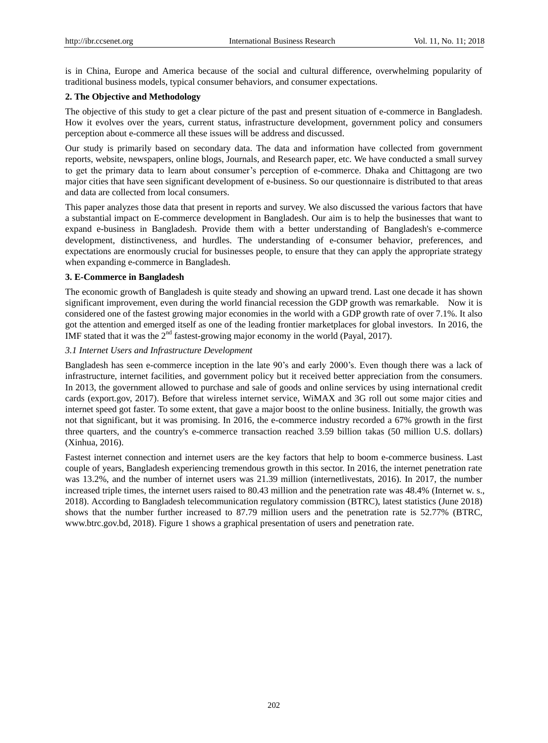is in China, Europe and America because of the social and cultural difference, overwhelming popularity of traditional business models, typical consumer behaviors, and consumer expectations.

## 2. The Objective and Methodology

The objective of this study to get a clear picture of the past and present situation of e-commerce in Bangladesh. How it evolves over the years, current status, infrastructure development, government policy and consumers perception about e-commerce all these issues will be address and discussed.

Our study is primarily based on secondary data. The data and information have collected from government reports, website, newspapers, online blogs, Journals, and Research paper, etc. We have conducted a small survey to get the primary data to learn about consumer's perception of e-commerce. Dhaka and Chittagong are two major cities that have seen significant development of e-business. So our questionnaire is distributed to that areas and data are collected from local consumers.

This paper analyzes those data that present in reports and survey. We also discussed the various factors that have a substantial impact on E-commerce development in Bangladesh. Our aim is to help the businesses that want to expand e-business in Bangladesh. Provide them with a better understanding of Bangladesh's e-commerce development, distinctiveness, and hurdles. The understanding of e-consumer behavior, preferences, and expectations are enormously crucial for businesses people, to ensure that they can apply the appropriate strategy when expanding e-commerce in Bangladesh.

## 3. E-Commerce in Bangladesh

The economic growth of Bangladesh is quite steady and showing an upward trend. Last one decade it has shown significant improvement, even during the world financial recession the GDP growth was remarkable. Now it is considered one of the fastest growing major economies in the world with a GDP growth rate of over 7.1%. It also got the attention and emerged itself as one of the leading frontier marketplaces for global investors. In 2016, the IMF stated that it was the 2nd fastest-growing major economy in the world (Payal, 2017).

### *3.1 Internet Users and Infrastructure Development*

Bangladesh has seen e-commerce inception in the late 90's and early 2000's. Even though there was a lack of infrastructure, internet facilities, and government policy but it received better appreciation from the consumers. In 2013, the government allowed to purchase and sale of goods and online services by using international credit cards (export.gov, 2017). Before that wireless internet service, WiMAX and 3G roll out some major cities and internet speed got faster. To some extent, that gave a major boost to the online business. Initially, the growth was not that significant, but it was promising. In 2016, the e-commerce industry recorded a 67% growth in the first three quarters, and the country's e-commerce transaction reached 3.59 billion takas (50 million U.S. dollars) (Xinhua, 2016).

Fastest internet connection and internet users are the key factors that help to boom e-commerce business. Last couple of years, Bangladesh experiencing tremendous growth in this sector. In 2016, the internet penetration rate was 13.2%, and the number of internet users was 21.39 million (internetlivestats, 2016). In 2017, the number increased triple times, the internet users raised to 80.43 million and the penetration rate was 48.4% (Internet w. s., 2018). According to Bangladesh telecommunication regulatory commission (BTRC), latest statistics (June 2018) shows that the number further increased to 87.79 million users and the penetration rate is 52.77% (BTRC, www.btrc.gov.bd, 2018). Figure 1 shows a graphical presentation of users and penetration rate.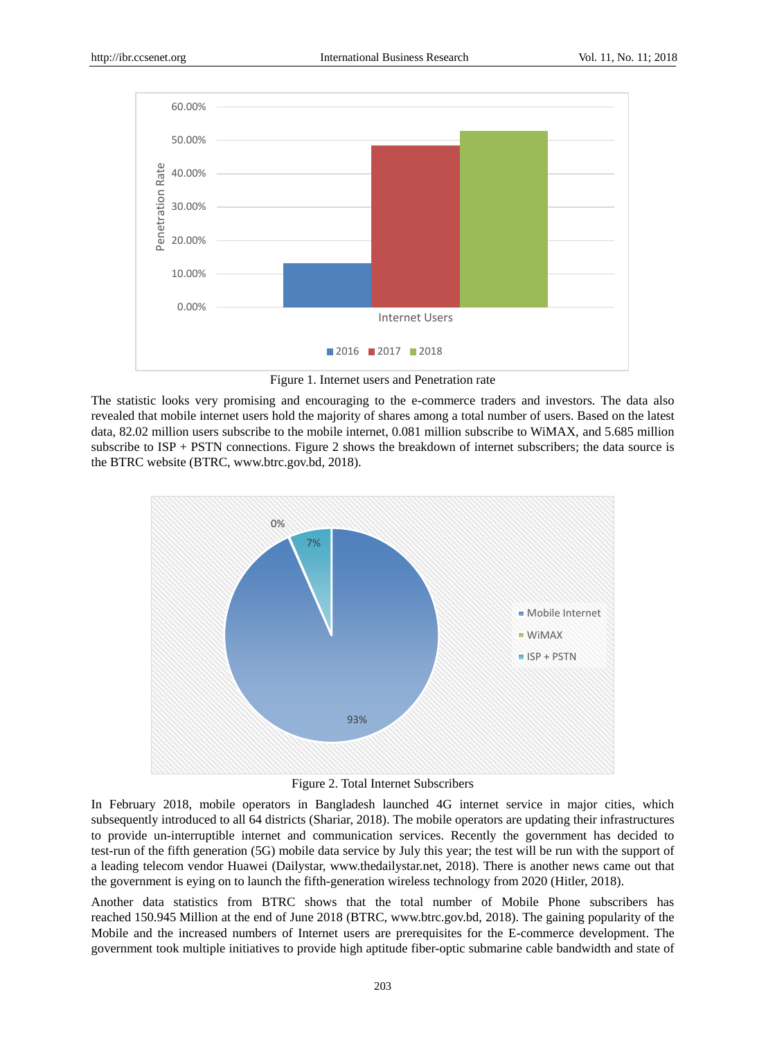Figure 1. Internet users and Penetration rate

The statistic looks very promising and encouraging to the e-commerce traders and investors. The data also revealed that mobile internet users hold the majority of shares among a total number of users. Based on the latest data, 82.02 million users subscribe to the mobile internet, 0.081 million subscribe to WiMAX, and 5.685 million subscribe to ISP + PSTN connections. Figure 2 shows the breakdown of internet subscribers; the data source is the BTRC website (BTRC, www.btrc.gov.bd, 2018).

Figure 2. Total Internet Subscribers

In February 2018, mobile operators in Bangladesh launched 4G internet service in major cities, which subsequently introduced to all 64 districts (Shariar, 2018). The mobile operators are updating their infrastructures to provide un-interruptible internet and communication services. Recently the government has decided to test-run of the fifth generation (5G) mobile data service by July this year; the test will be run with the support of a leading telecom vendor Huawei (Dailystar, www.thedailystar.net, 2018). There is another news came out that the government is eying on to launch the fifth-generation wireless technology from 2020 (Hitler, 2018).

Another data statistics from BTRC shows that the total number of Mobile Phone subscribers has reached 150.945 Million at the end of June 2018 (BTRC, www.btrc.gov.bd, 2018). The gaining popularity of the Mobile and the increased numbers of Internet users are prerequisites for the E-commerce development. The government took multiple initiatives to provide high aptitude fiber-optic submarine cable bandwidth and state of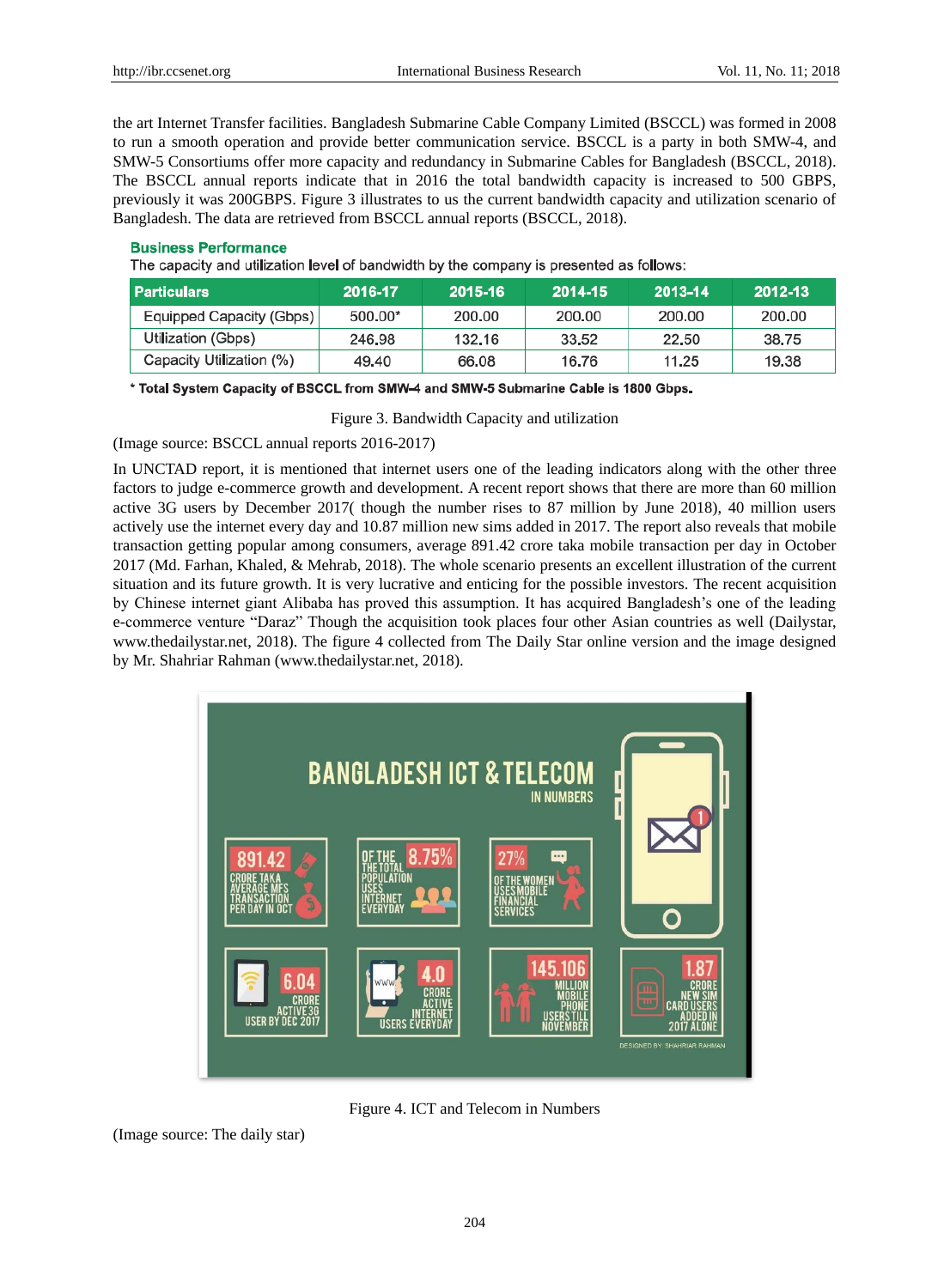the art Internet Transfer facilities. Bangladesh Submarine Cable Company Limited (BSCCL) was formed in 2008 to run a smooth operation and provide better communication service. BSCCL is a party in both SMW-4, and SMW-5 Consortiums offer more capacity and redundancy in Submarine Cables for Bangladesh (BSCCL, 2018). The BSCCL annual reports indicate that in 2016 the total bandwidth capacity is increased to 500 GBPS, previously it was 200GBPS. Figure 3 illustrates to us the current bandwidth capacity and utilization scenario of Bangladesh. The data are retrieved from BSCCL annual reports (BSCCL, 2018).

**Business Performance**

The capacity and utilization level of bandwidth by the company is presented as follows:

| Particulars | 2016-17 | 2015-16 | 2014-15 | 2013-14 | 2012-13 |
|---|---|---|---|---|---|
| Equipped Capacity (Gbps) | 500.00* | 200.00 | 200.00 | 200.00 | 200.00 |
| Utilization (Gbps) | 246.98 | 132.16 | 33.52 | 22.50 | 38.75 |
| Capacity Utilization (%) | 49.40 | 66.08 | 16.76 | 11.25 | 19.38 |

**\* Total System Capacity of BSCCL from SMW-4 and SMW-5 Submarine Cable is 1800 Gbps.**

Figure 3. Bandwidth Capacity and utilization

(Image source: BSCCL annual reports 2016-2017)

In UNCTAD report, it is mentioned that internet users one of the leading indicators along with the other three factors to judge e-commerce growth and development. A recent report shows that there are more than 60 million active 3G users by December 2017( though the number rises to 87 million by June 2018), 40 million users actively use the internet every day and 10.87 million new sims added in 2017. The report also reveals that mobile transaction getting popular among consumers, average 891.42 crore taka mobile transaction per day in October 2017 (Md. Farhan, Khaled, & Mehrab, 2018). The whole scenario presents an excellent illustration of the current situation and its future growth. It is very lucrative and enticing for the possible investors. The recent acquisition by Chinese internet giant Alibaba has proved this assumption. It has acquired Bangladesh's one of the leading e-commerce venture "Daraz" Though the acquisition took places four other Asian countries as well (Dailystar, www.thedailystar.net, 2018). The figure 4 collected from The Daily Star online version and the image designed by Mr. Shahriar Rahman (www.thedailystar.net, 2018).

Figure 4. ICT and Telecom in Numbers

(Image source: The daily star)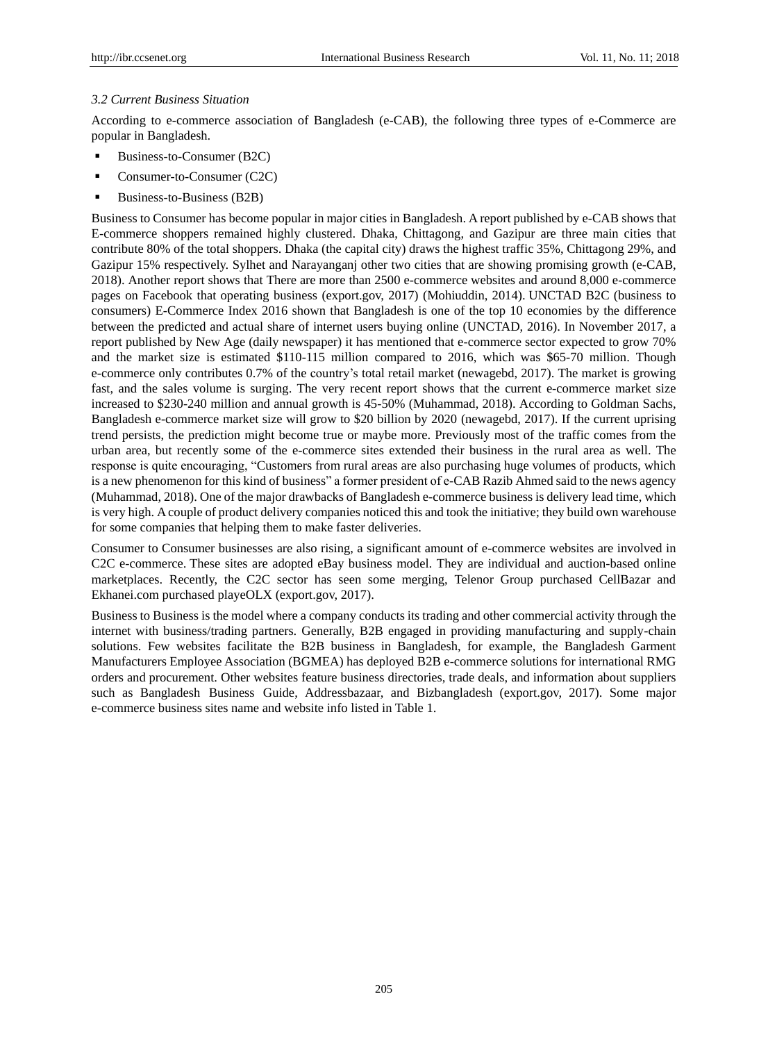### *3.2 Current Business Situation*

According to e-commerce association of Bangladesh (e-CAB), the following three types of e-Commerce are popular in Bangladesh.

- Business-to-Consumer (B2C)
- Consumer-to-Consumer (C2C)
- Business-to-Business (B2B)

Business to Consumer has become popular in major cities in Bangladesh. A report published by e-CAB shows that E-commerce shoppers remained highly clustered. Dhaka, Chittagong, and Gazipur are three main cities that contribute 80% of the total shoppers. Dhaka (the capital city) draws the highest traffic 35%, Chittagong 29%, and Gazipur 15% respectively. Sylhet and Narayanganj other two cities that are showing promising growth (e-CAB, 2018). Another report shows that There are more than 2500 e-commerce websites and around 8,000 e-commerce pages on Facebook that operating business (export.gov, 2017) (Mohiuddin, 2014). UNCTAD B2C (business to consumers) E-Commerce Index 2016 shown that Bangladesh is one of the top 10 economies by the difference between the predicted and actual share of internet users buying online (UNCTAD, 2016). In November 2017, a report published by New Age (daily newspaper) it has mentioned that e-commerce sector expected to grow 70% and the market size is estimated $110-115 million compared to 2016, which was $65-70 million. Though e-commerce only contributes 0.7% of the country's total retail market (newagebd, 2017). The market is growing fast, and the sales volume is surging. The very recent report shows that the current e-commerce market size increased to $230-240 million and annual growth is 45-50% (Muhammad, 2018). According to Goldman Sachs, Bangladesh e-commerce market size will grow to $20 billion by 2020 (newagebd, 2017). If the current uprising trend persists, the prediction might become true or maybe more. Previously most of the traffic comes from the urban area, but recently some of the e-commerce sites extended their business in the rural area as well. The response is quite encouraging, "Customers from rural areas are also purchasing huge volumes of products, which is a new phenomenon for this kind of business" a former president of e-CAB Razib Ahmed said to the news agency (Muhammad, 2018). One of the major drawbacks of Bangladesh e-commerce business is delivery lead time, which is very high. A couple of product delivery companies noticed this and took the initiative; they build own warehouse for some companies that helping them to make faster deliveries.

Consumer to Consumer businesses are also rising, a significant amount of e-commerce websites are involved in C2C e-commerce. These sites are adopted eBay business model. They are individual and auction-based online marketplaces. Recently, the C2C sector has seen some merging, Telenor Group purchased CellBazar and Ekhanei.com purchased playeOLX (export.gov, 2017).

Business to Business is the model where a company conducts its trading and other commercial activity through the internet with business/trading partners. Generally, B2B engaged in providing manufacturing and supply-chain solutions. Few websites facilitate the B2B business in Bangladesh, for example, the Bangladesh Garment Manufacturers Employee Association (BGMEA) has deployed B2B e-commerce solutions for international RMG orders and procurement. Other websites feature business directories, trade deals, and information about suppliers such as Bangladesh Business Guide, Addressbazaar, and Bizbangladesh (export.gov, 2017). Some major e-commerce business sites name and website info listed in Table 1.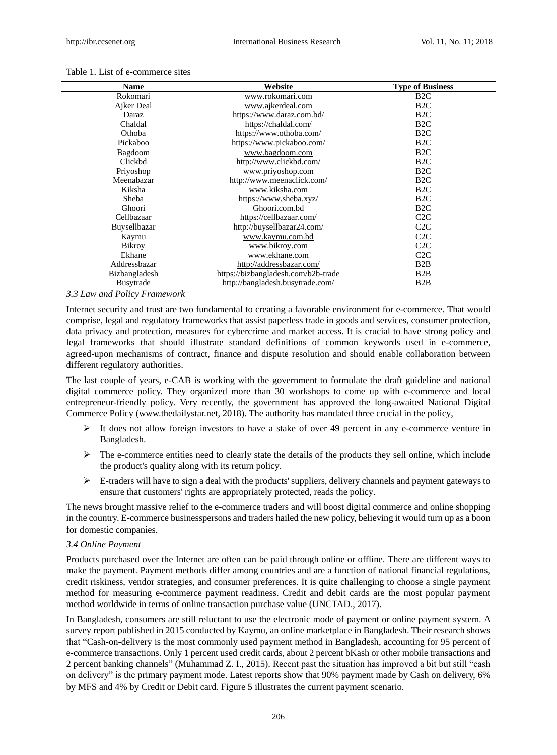Table 1. List of e-commerce sites

| Name | Website | Type of Business |
|---|---|---|
| Rokomari | www.rokomari.com | B2C |
| Ajker Deal | www.ajkerdeal.com | B2C |
| Daraz | https://www.daraz.com.bd/ | B2C |
| Chaldal | https://chaldal.com/ | B2C |
| Othoba | https://www.othoba.com/ | B2C |
| Pickaboo | https://www.pickaboo.com/ | B2C |
| Bagdoom | www.bagdoom.com | B2C |
| Clickbd | http://www.clickbd.com/ | B2C |
| Priyoshop | www.priyoshop.com | B2C |
| Meenabazar | http://www.meenaclick.com/ | B2C |
| Kiksha | www.kiksha.com | B2C |
| Sheba | https://www.sheba.xyz/ | B2C |
| Ghoori | Ghoori.com.bd | B2C |
| Cellbazaar | https://cellbazaar.com/ | C2C |
| Buysellbazar | http://buysellbazar24.com/ | C2C |
| Kaymu | www.kaymu.com.bd | C2C |
| Bikroy | www.bikroy.com | C2C |
| Ekhane | www.ekhane.com | C2C |
| Addressbazar | http://addressbazar.com/ | B2B |
| Bizbangladesh | https://bizbangladesh.com/b2b-trade | B2B |
| Busytrade | http://bangladesh.busytrade.com/ | B2B |

### *3.3 Law and Policy Framework*

Internet security and trust are two fundamental to creating a favorable environment for e-commerce. That would comprise, legal and regulatory frameworks that assist paperless trade in goods and services, consumer protection, data privacy and protection, measures for cybercrime and market access. It is crucial to have strong policy and legal frameworks that should illustrate standard definitions of common keywords used in e-commerce, agreed-upon mechanisms of contract, finance and dispute resolution and should enable collaboration between different regulatory authorities.

The last couple of years, e-CAB is working with the government to formulate the draft guideline and national digital commerce policy. They organized more than 30 workshops to come up with e-commerce and local entrepreneur-friendly policy. Very recently, the government has approved the long-awaited National Digital Commerce Policy (www.thedailystar.net, 2018). The authority has mandated three crucial in the policy,

- It does not allow foreign investors to have a stake of over 49 percent in any e-commerce venture in Bangladesh.
- The e-commerce entities need to clearly state the details of the products they sell online, which include the product's quality along with its return policy.
- E-traders will have to sign a deal with the products' suppliers, delivery channels and payment gateways to ensure that customers' rights are appropriately protected, reads the policy.

The news brought massive relief to the e-commerce traders and will boost digital commerce and online shopping in the country. E-commerce businesspersons and traders hailed the new policy, believing it would turn up as a boon for domestic companies.

### *3.4 Online Payment*

Products purchased over the Internet are often can be paid through online or offline. There are different ways to make the payment. Payment methods differ among countries and are a function of national financial regulations, credit riskiness, vendor strategies, and consumer preferences. It is quite challenging to choose a single payment method for measuring e-commerce payment readiness. Credit and debit cards are the most popular payment method worldwide in terms of online transaction purchase value (UNCTAD., 2017).

In Bangladesh, consumers are still reluctant to use the electronic mode of payment or online payment system. A survey report published in 2015 conducted by Kaymu, an online marketplace in Bangladesh. Their research shows that "Cash-on-delivery is the most commonly used payment method in Bangladesh, accounting for 95 percent of e-commerce transactions. Only 1 percent used credit cards, about 2 percent bKash or other mobile transactions and 2 percent banking channels" (Muhammad Z. I., 2015). Recent past the situation has improved a bit but still "cash on delivery" is the primary payment mode. Latest reports show that 90% payment made by Cash on delivery, 6% by MFS and 4% by Credit or Debit card. Figure 5 illustrates the current payment scenario.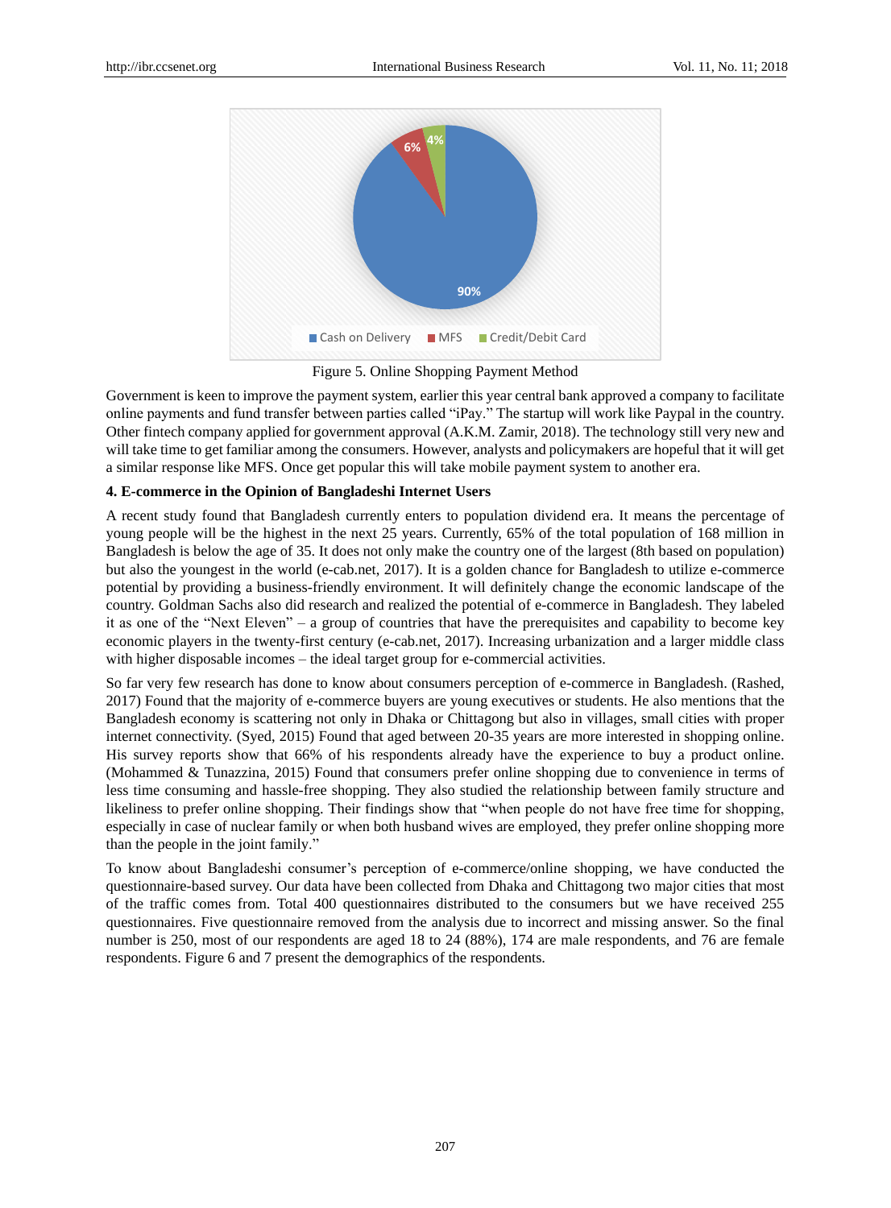Figure 5. Online Shopping Payment Method

Government is keen to improve the payment system, earlier this year central bank approved a company to facilitate online payments and fund transfer between parties called "iPay." The startup will work like Paypal in the country. Other fintech company applied for government approval (A.K.M. Zamir, 2018). The technology still very new and will take time to get familiar among the consumers. However, analysts and policymakers are hopeful that it will get a similar response like MFS. Once get popular this will take mobile payment system to another era.

## 4. E-commerce in the Opinion of Bangladeshi Internet Users

A recent study found that Bangladesh currently enters to population dividend era. It means the percentage of young people will be the highest in the next 25 years. Currently, 65% of the total population of 168 million in Bangladesh is below the age of 35. It does not only make the country one of the largest (8th based on population) but also the youngest in the world (e-cab.net, 2017). It is a golden chance for Bangladesh to utilize e-commerce potential by providing a business-friendly environment. It will definitely change the economic landscape of the country. Goldman Sachs also did research and realized the potential of e-commerce in Bangladesh. They labeled it as one of the "Next Eleven" – a group of countries that have the prerequisites and capability to become key economic players in the twenty-first century (e-cab.net, 2017). Increasing urbanization and a larger middle class with higher disposable incomes – the ideal target group for e-commercial activities.

So far very few research has done to know about consumers perception of e-commerce in Bangladesh. (Rashed, 2017) Found that the majority of e-commerce buyers are young executives or students. He also mentions that the Bangladesh economy is scattering not only in Dhaka or Chittagong but also in villages, small cities with proper internet connectivity. (Syed, 2015) Found that aged between 20-35 years are more interested in shopping online. His survey reports show that 66% of his respondents already have the experience to buy a product online. (Mohammed & Tunazzina, 2015) Found that consumers prefer online shopping due to convenience in terms of less time consuming and hassle-free shopping. They also studied the relationship between family structure and likeliness to prefer online shopping. Their findings show that "when people do not have free time for shopping, especially in case of nuclear family or when both husband wives are employed, they prefer online shopping more than the people in the joint family."

To know about Bangladeshi consumer's perception of e-commerce/online shopping, we have conducted the questionnaire-based survey. Our data have been collected from Dhaka and Chittagong two major cities that most of the traffic comes from. Total 400 questionnaires distributed to the consumers but we have received 255 questionnaires. Five questionnaire removed from the analysis due to incorrect and missing answer. So the final number is 250, most of our respondents are aged 18 to 24 (88%), 174 are male respondents, and 76 are female respondents. Figure 6 and 7 present the demographics of the respondents.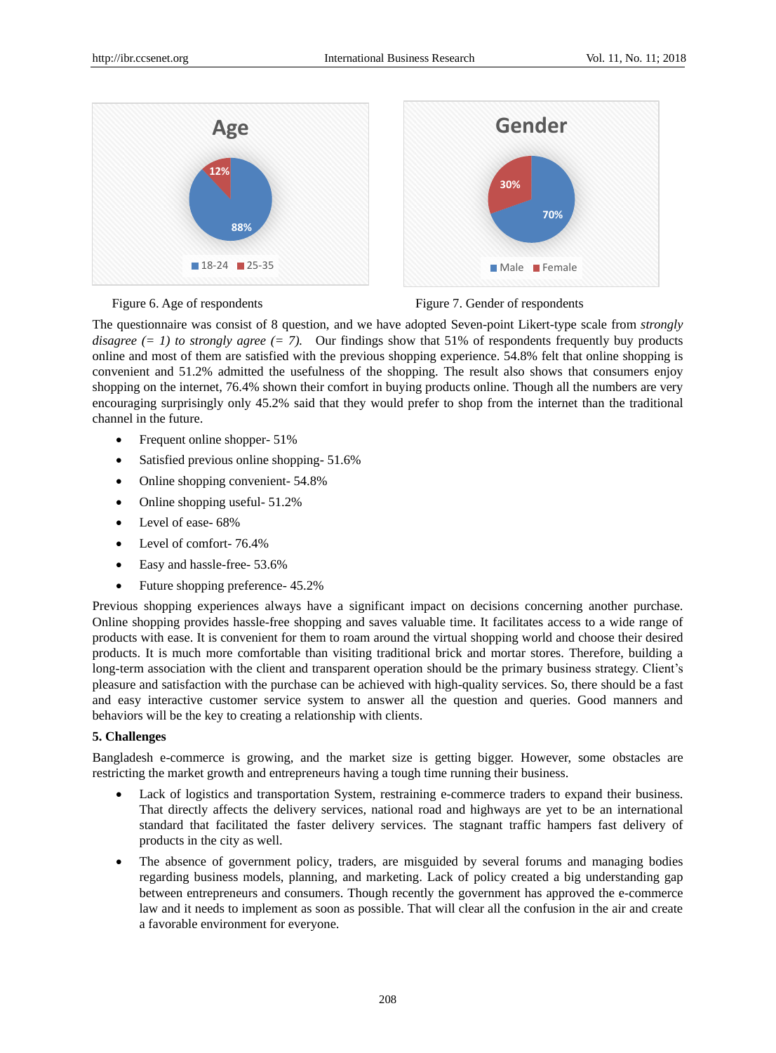Figure 6. Age of respondents

Figure 7. Gender of respondents

The questionnaire was consist of 8 question, and we have adopted Seven-point Likert-type scale from *strongly disagree (= 1) to strongly agree (= 7).* Our findings show that 51% of respondents frequently buy products online and most of them are satisfied with the previous shopping experience. 54.8% felt that online shopping is convenient and 51.2% admitted the usefulness of the shopping. The result also shows that consumers enjoy shopping on the internet, 76.4% shown their comfort in buying products online. Though all the numbers are very encouraging surprisingly only 45.2% said that they would prefer to shop from the internet than the traditional channel in the future.

- Frequent online shopper- 51%
- Satisfied previous online shopping- 51.6%
- Online shopping convenient- 54.8%
- Online shopping useful- 51.2%
- Level of ease- 68%
- Level of comfort- 76.4%
- Easy and hassle-free- 53.6%
- Future shopping preference- 45.2%

Previous shopping experiences always have a significant impact on decisions concerning another purchase. Online shopping provides hassle-free shopping and saves valuable time. It facilitates access to a wide range of products with ease. It is convenient for them to roam around the virtual shopping world and choose their desired products. It is much more comfortable than visiting traditional brick and mortar stores. Therefore, building a long-term association with the client and transparent operation should be the primary business strategy. Client's pleasure and satisfaction with the purchase can be achieved with high-quality services. So, there should be a fast and easy interactive customer service system to answer all the question and queries. Good manners and behaviors will be the key to creating a relationship with clients.

## 5. Challenges

Bangladesh e-commerce is growing, and the market size is getting bigger. However, some obstacles are restricting the market growth and entrepreneurs having a tough time running their business.

- Lack of logistics and transportation System, restraining e-commerce traders to expand their business. That directly affects the delivery services, national road and highways are yet to be an international standard that facilitated the faster delivery services. The stagnant traffic hampers fast delivery of products in the city as well.
- The absence of government policy, traders, are misguided by several forums and managing bodies regarding business models, planning, and marketing. Lack of policy created a big understanding gap between entrepreneurs and consumers. Though recently the government has approved the e-commerce law and it needs to implement as soon as possible. That will clear all the confusion in the air and create a favorable environment for everyone.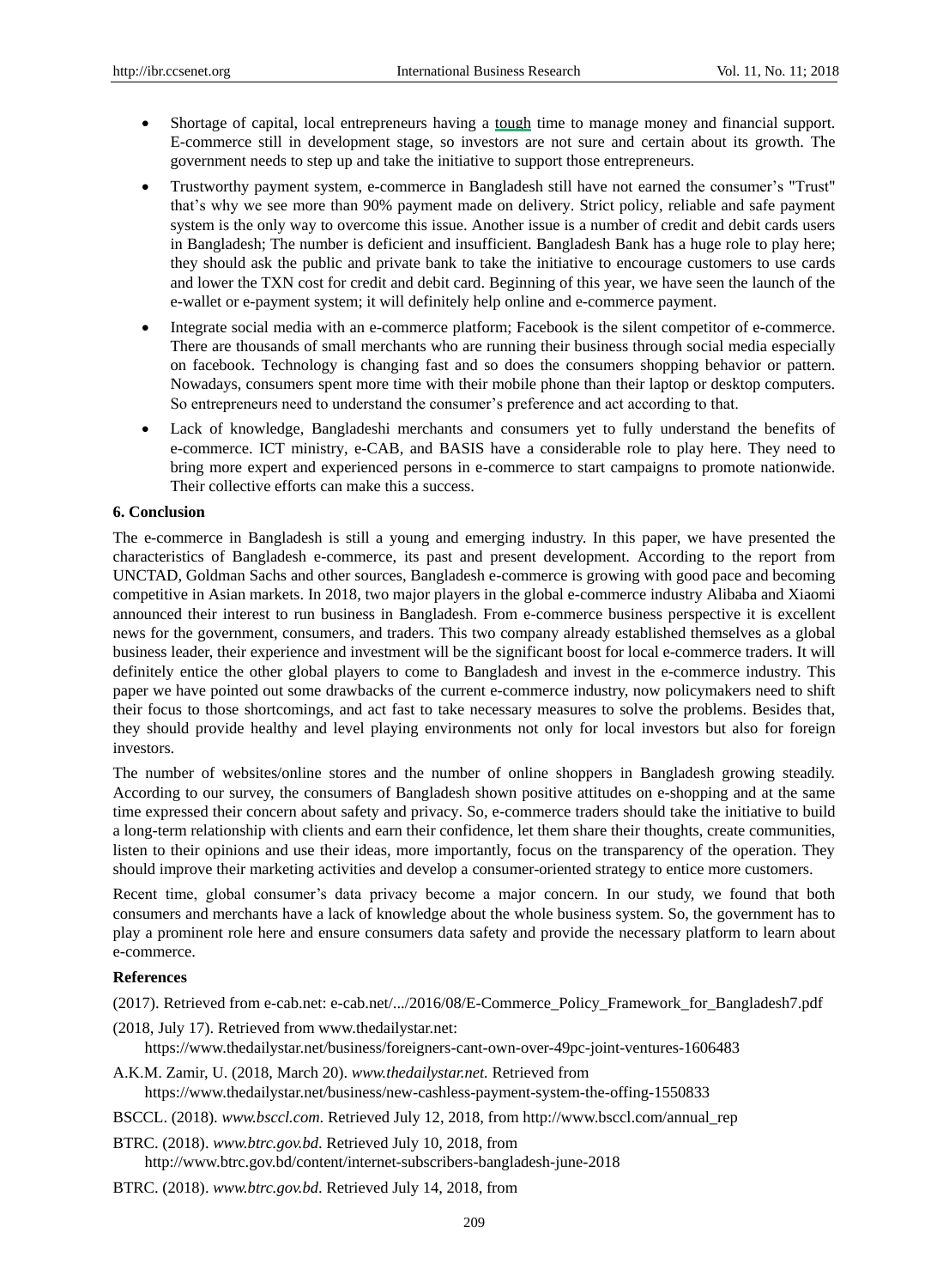- Shortage of capital, local entrepreneurs having a tough time to manage money and financial support. E-commerce still in development stage, so investors are not sure and certain about its growth. The government needs to step up and take the initiative to support those entrepreneurs.
- Trustworthy payment system, e-commerce in Bangladesh still have not earned the consumer's "Trust" that's why we see more than 90% payment made on delivery. Strict policy, reliable and safe payment system is the only way to overcome this issue. Another issue is a number of credit and debit cards users in Bangladesh; The number is deficient and insufficient. Bangladesh Bank has a huge role to play here; they should ask the public and private bank to take the initiative to encourage customers to use cards and lower the TXN cost for credit and debit card. Beginning of this year, we have seen the launch of the e-wallet or e-payment system; it will definitely help online and e-commerce payment.
- Integrate social media with an e-commerce platform; Facebook is the silent competitor of e-commerce. There are thousands of small merchants who are running their business through social media especially on facebook. Technology is changing fast and so does the consumers shopping behavior or pattern. Nowadays, consumers spent more time with their mobile phone than their laptop or desktop computers. So entrepreneurs need to understand the consumer's preference and act according to that.
- Lack of knowledge, Bangladeshi merchants and consumers yet to fully understand the benefits of e-commerce. ICT ministry, e-CAB, and BASIS have a considerable role to play here. They need to bring more expert and experienced persons in e-commerce to start campaigns to promote nationwide. Their collective efforts can make this a success.

## 6. Conclusion

The e-commerce in Bangladesh is still a young and emerging industry. In this paper, we have presented the characteristics of Bangladesh e-commerce, its past and present development. According to the report from UNCTAD, Goldman Sachs and other sources, Bangladesh e-commerce is growing with good pace and becoming competitive in Asian markets. In 2018, two major players in the global e-commerce industry Alibaba and Xiaomi announced their interest to run business in Bangladesh. From e-commerce business perspective it is excellent news for the government, consumers, and traders. This two company already established themselves as a global business leader, their experience and investment will be the significant boost for local e-commerce traders. It will definitely entice the other global players to come to Bangladesh and invest in the e-commerce industry. This paper we have pointed out some drawbacks of the current e-commerce industry, now policymakers need to shift their focus to those shortcomings, and act fast to take necessary measures to solve the problems. Besides that, they should provide healthy and level playing environments not only for local investors but also for foreign investors.

The number of websites/online stores and the number of online shoppers in Bangladesh growing steadily. According to our survey, the consumers of Bangladesh shown positive attitudes on e-shopping and at the same time expressed their concern about safety and privacy. So, e-commerce traders should take the initiative to build a long-term relationship with clients and earn their confidence, let them share their thoughts, create communities, listen to their opinions and use their ideas, more importantly, focus on the transparency of the operation. They should improve their marketing activities and develop a consumer-oriented strategy to entice more customers.

Recent time, global consumer's data privacy become a major concern. In our study, we found that both consumers and merchants have a lack of knowledge about the whole business system. So, the government has to play a prominent role here and ensure consumers data safety and provide the necessary platform to learn about e-commerce.

## References

(2017). Retrieved from e-cab.net: e-cab.net/.../2016/08/E-Commerce_Policy_Framework_for_Bangladesh7.pdf

(2018, July 17). Retrieved from www.thedailystar.net: https://www.thedailystar.net/business/foreigners-cant-own-over-49pc-joint-ventures-1606483

A.K.M. Zamir, U. (2018, March 20). *www.thedailystar.net.* Retrieved from https://www.thedailystar.net/business/new-cashless-payment-system-the-offing-1550833

BSCCL. (2018). *www.bsccl.com*. Retrieved July 12, 2018, from http://www.bsccl.com/annual_rep

BTRC. (2018). *www.btrc.gov.bd*. Retrieved July 10, 2018, from http://www.btrc.gov.bd/content/internet-subscribers-bangladesh-june-2018

BTRC. (2018). *www.btrc.gov.bd*. Retrieved July 14, 2018, from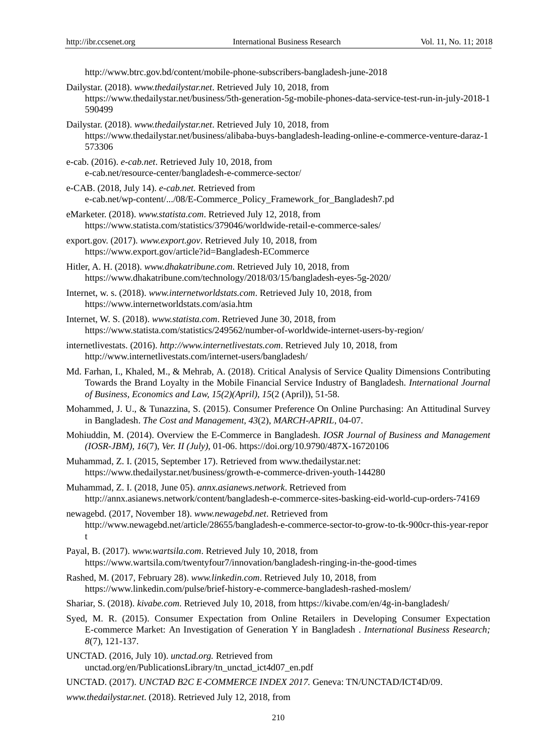http://www.btrc.gov.bd/content/mobile-phone-subscribers-bangladesh-june-2018

Dailystar. (2018). *www.thedailystar.net*. Retrieved July 10, 2018, from https://www.thedailystar.net/business/5th-generation-5g-mobile-phones-data-service-test-run-in-july-2018-1590499

Dailystar. (2018). *www.thedailystar.net*. Retrieved July 10, 2018, from https://www.thedailystar.net/business/alibaba-buys-bangladesh-leading-online-e-commerce-venture-daraz-1573306

e-cab. (2016). *e-cab.net*. Retrieved July 10, 2018, from e-cab.net/resource-center/bangladesh-e-commerce-sector/

e-CAB. (2018, July 14). *e-cab.net.* Retrieved from e-cab.net/wp-content/.../08/E-Commerce_Policy_Framework_for_Bangladesh7.pd

eMarketer. (2018). *www.statista.com*. Retrieved July 12, 2018, from https://www.statista.com/statistics/379046/worldwide-retail-e-commerce-sales/

export.gov. (2017). *www.export.gov*. Retrieved July 10, 2018, from https://www.export.gov/article?id=Bangladesh-ECommerce

Hitler, A. H. (2018). *www.dhakatribune.com*. Retrieved July 10, 2018, from https://www.dhakatribune.com/technology/2018/03/15/bangladesh-eyes-5g-2020/

Internet, w. s. (2018). *www.internetworldstats.com*. Retrieved July 10, 2018, from https://www.internetworldstats.com/asia.htm

Internet, W. S. (2018). *www.statista.com*. Retrieved June 30, 2018, from https://www.statista.com/statistics/249562/number-of-worldwide-internet-users-by-region/

internetlivestats. (2016). *http://www.internetlivestats.com*. Retrieved July 10, 2018, from http://www.internetlivestats.com/internet-users/bangladesh/

Md. Farhan, I., Khaled, M., & Mehrab, A. (2018). Critical Analysis of Service Quality Dimensions Contributing Towards the Brand Loyalty in the Mobile Financial Service Industry of Bangladesh. *International Journal of Business, Economics and Law, 15(2)(April), 15*(2 (April)), 51-58.

Mohammed, J. U., & Tunazzina, S. (2015). Consumer Preference On Online Purchasing: An Attitudinal Survey in Bangladesh. *The Cost and Management*, *43*(2), *MARCH-APRIL*, 04-07.

Mohiuddin, M. (2014). Overview the E-Commerce in Bangladesh. *IOSR Journal of Business and Management (IOSR-JBM)*, *16*(7), *Ver. II (July)*, 01-06. https://doi.org/10.9790/487X-16720106

Muhammad, Z. I. (2015, September 17). Retrieved from www.thedailystar.net: https://www.thedailystar.net/business/growth-e-commerce-driven-youth-144280

Muhammad, Z. I. (2018, June 05). *annx.asianews.network*. Retrieved from http://annx.asianews.network/content/bangladesh-e-commerce-sites-basking-eid-world-cup-orders-74169

newagebd. (2017, November 18). *www.newagebd.net*. Retrieved from http://www.newagebd.net/article/28655/bangladesh-e-commerce-sector-to-grow-to-tk-900cr-this-year-report

Payal, B. (2017). *www.wartsila.com*. Retrieved July 10, 2018, from https://www.wartsila.com/twentyfour7/innovation/bangladesh-ringing-in-the-good-times

Rashed, M. (2017, February 28). *www.linkedin.com*. Retrieved July 10, 2018, from https://www.linkedin.com/pulse/brief-history-e-commerce-bangladesh-rashed-moslem/

Shariar, S. (2018). *kivabe.com*. Retrieved July 10, 2018, from https://kivabe.com/en/4g-in-bangladesh/

Syed, M. R. (2015). Consumer Expectation from Online Retailers in Developing Consumer Expectation E-commerce Market: An Investigation of Generation Y in Bangladesh . *International Business Research; 8*(7), 121-137.

UNCTAD. (2016, July 10). *unctad.org.* Retrieved from unctad.org/en/PublicationsLibrary/tn_unctad_ict4d07_en.pdf

UNCTAD. (2017). *UNCTAD B2C E-COMMERCE INDEX 2017.* Geneva: TN/UNCTAD/ICT4D/09.

*www.thedailystar.net*. (2018). Retrieved July 12, 2018, from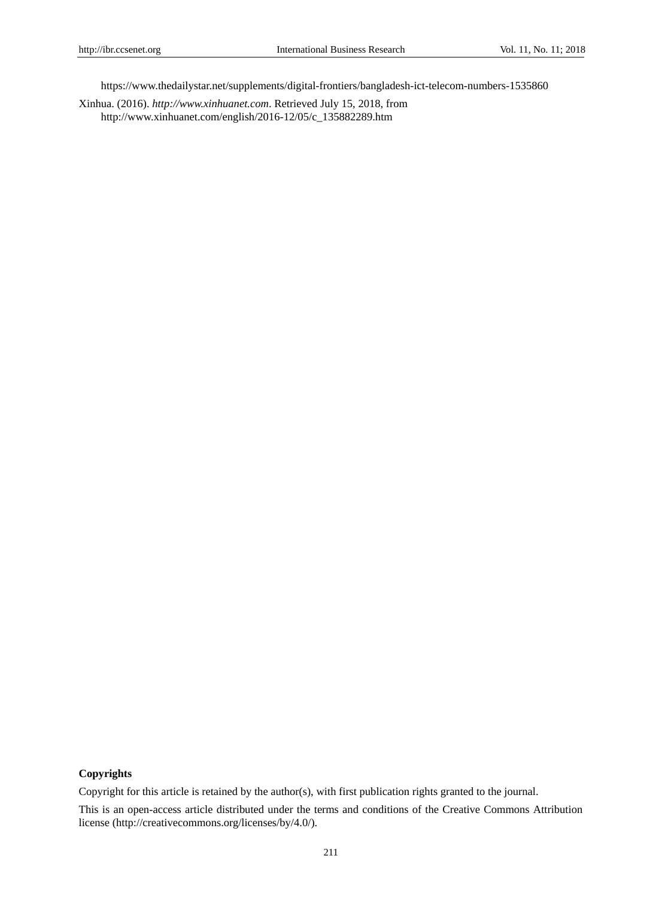https://www.thedailystar.net/supplements/digital-frontiers/bangladesh-ict-telecom-numbers-1535860

Xinhua. (2016). *http://www.xinhuanet.com*. Retrieved July 15, 2018, from http://www.xinhuanet.com/english/2016-12/05/c_135882289.htm

**Copyrights**

Copyright for this article is retained by the author(s), with first publication rights granted to the journal.

This is an open-access article distributed under the terms and conditions of the Creative Commons Attribution license (http://creativecommons.org/licenses/by/4.0/).